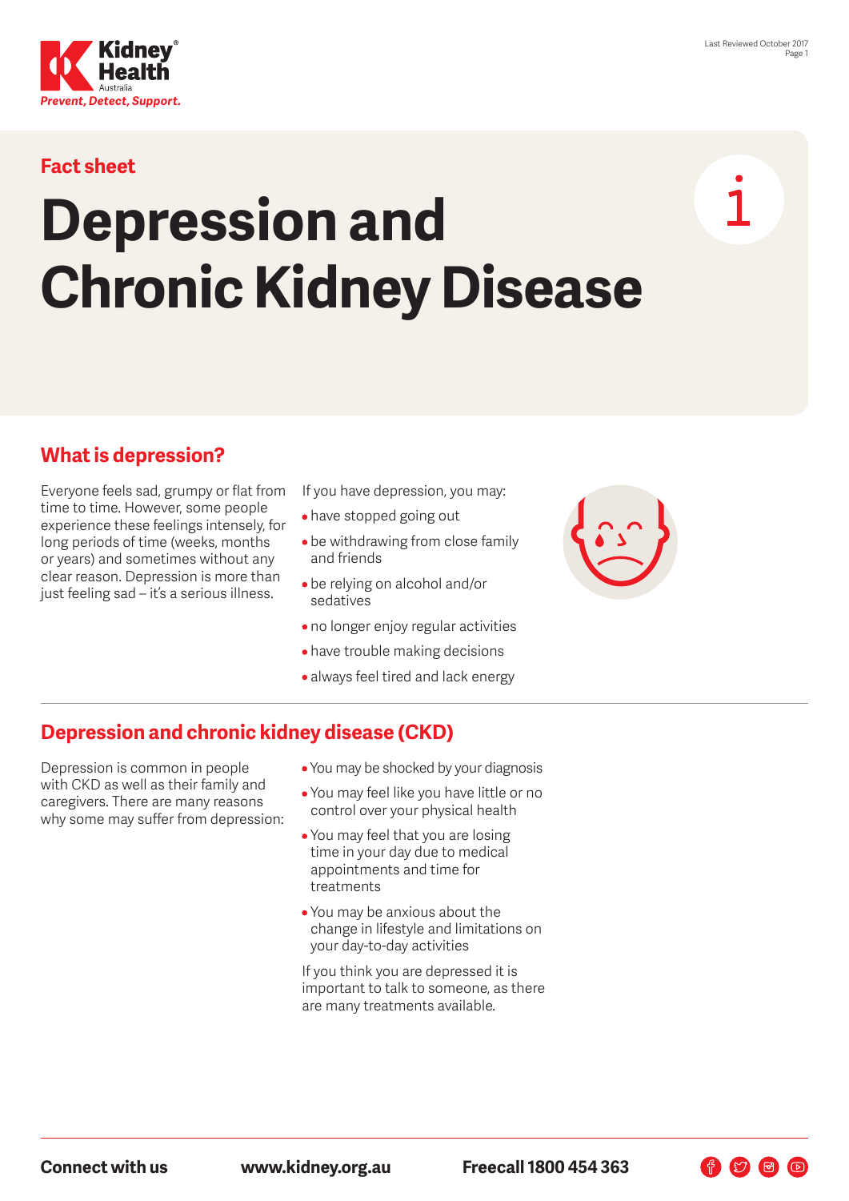Fact sheet

# Depression and Chronic Kidney Disease

## What is depression?

Everyone feels sad, grumpy or flat from time to time. However, some people experience these feelings intensely, for long periods of time (weeks, months or years) and sometimes without any clear reason. Depression is more than just feeling sad – it's a serious illness.

If you have depression, you may:

- have stopped going out
- be withdrawing from close family and friends
- be relying on alcohol and/or sedatives
- no longer enjoy regular activities
- have trouble making decisions
- always feel tired and lack energy

## Depression and chronic kidney disease (CKD)

Depression is common in people with CKD as well as their family and caregivers. There are many reasons why some may suffer from depression:

- You may be shocked by your diagnosis
- You may feel like you have little or no control over your physical health
- You may feel that you are losing time in your day due to medical appointments and time for treatments
- You may be anxious about the change in lifestyle and limitations on your day-to-day activities

If you think you are depressed it is important to talk to someone, as there are many treatments available.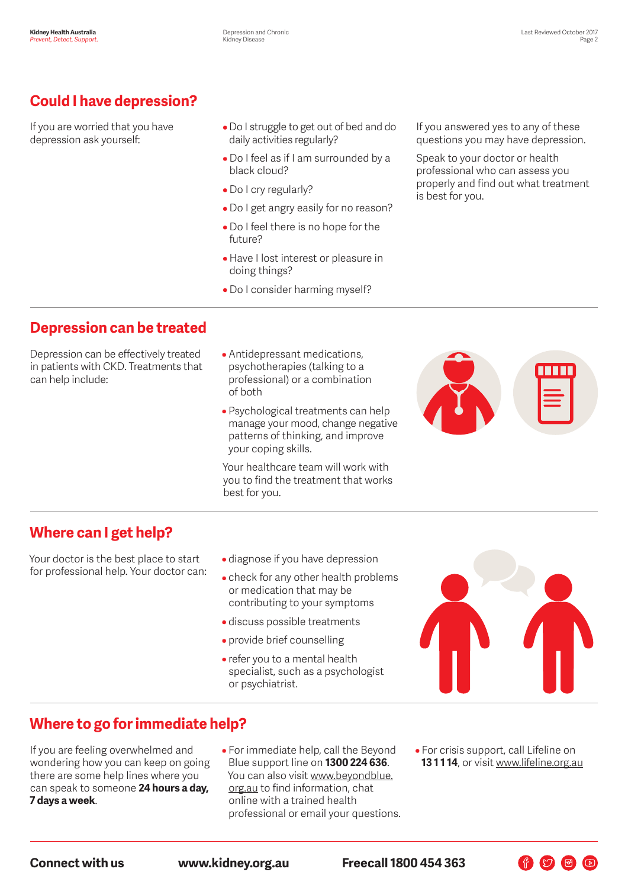## Could I have depression?

If you are worried that you have depression ask yourself:

- Do I struggle to get out of bed and do daily activities regularly?
- Do I feel as if I am surrounded by a black cloud?
- Do I cry regularly?
- Do I get angry easily for no reason?
- Do I feel there is no hope for the future?
- Have I lost interest or pleasure in doing things?
- Do I consider harming myself?

If you answered yes to any of these questions you may have depression.

Speak to your doctor or health professional who can assess you properly and find out what treatment is best for you.

## Depression can be treated

Depression can be effectively treated in patients with CKD. Treatments that can help include:

- Antidepressant medications, psychotherapies (talking to a professional) or a combination of both
- Psychological treatments can help manage your mood, change negative patterns of thinking, and improve your coping skills.

Your healthcare team will work with you to find the treatment that works best for you.

## Where can I get help?

Your doctor is the best place to start for professional help. Your doctor can:

- diagnose if you have depression
- check for any other health problems or medication that may be contributing to your symptoms
- discuss possible treatments
- provide brief counselling
- refer you to a mental health specialist, such as a psychologist or psychiatrist.

## Where to go for immediate help?

If you are feeling overwhelmed and wondering how you can keep on going there are some help lines where you can speak to someone **24 hours a day, 7 days a week**.

- For immediate help, call the Beyond Blue support line on **1300 224 636**. You can also visit www.beyondblue.org.au to find information, chat online with a trained health professional or email your questions.
- For crisis support, call Lifeline on **13 11 14**, or visit www.lifeline.org.au

**Connect with us** **www.kidney.org.au** **Freecall 1800 454 363**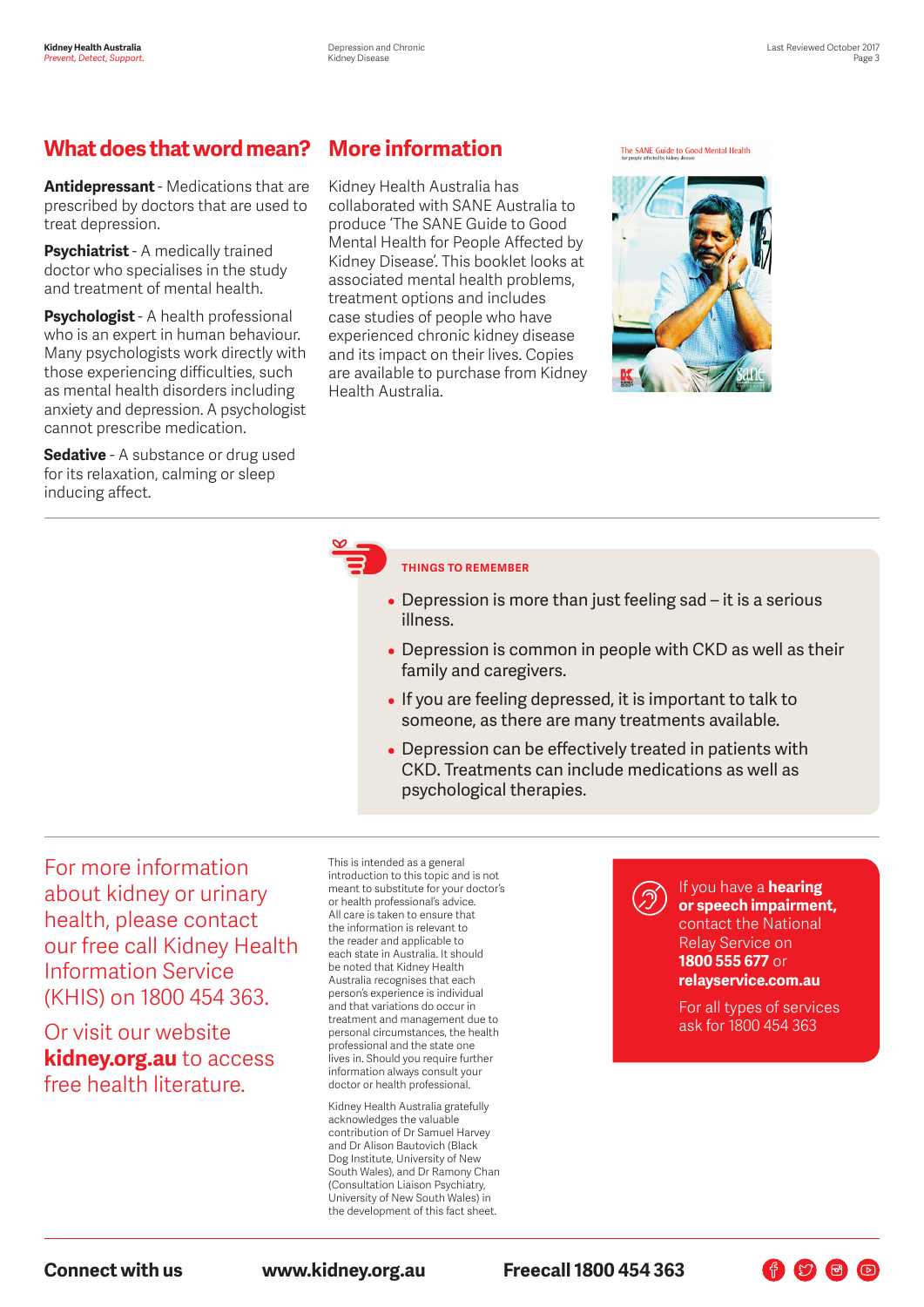## What does that word mean?

**Antidepressant** - Medications that are prescribed by doctors that are used to treat depression.

**Psychiatrist** - A medically trained doctor who specialises in the study and treatment of mental health.

**Psychologist** - A health professional who is an expert in human behaviour. Many psychologists work directly with those experiencing difficulties, such as mental health disorders including anxiety and depression. A psychologist cannot prescribe medication.

**Sedative** - A substance or drug used for its relaxation, calming or sleep inducing affect.

## More information

Kidney Health Australia has collaborated with SANE Australia to produce 'The SANE Guide to Good Mental Health for People Affected by Kidney Disease'. This booklet looks at associated mental health problems, treatment options and includes case studies of people who have experienced chronic kidney disease and its impact on their lives. Copies are available to purchase from Kidney Health Australia.

### THINGS TO REMEMBER

- Depression is more than just feeling sad – it is a serious illness.
- Depression is common in people with CKD as well as their family and caregivers.
- If you are feeling depressed, it is important to talk to someone, as there are many treatments available.
- Depression can be effectively treated in patients with CKD. Treatments can include medications as well as psychological therapies.

For more information about kidney or urinary health, please contact our free call Kidney Health Information Service (KHIS) on 1800 454 363.

Or visit our website **kidney.org.au** to access free health literature.

This is intended as a general introduction to this topic and is not meant to substitute for your doctor's or health professional's advice. All care is taken to ensure that the information is relevant to the reader and applicable to each state in Australia. It should be noted that Kidney Health Australia recognises that each person's experience is individual and that variations do occur in treatment and management due to personal circumstances, the health professional and the state one lives in. Should you require further information always consult your doctor or health professional.

Kidney Health Australia gratefully acknowledges the valuable contribution of Dr Samuel Harvey and Dr Alison Bautovich (Black Dog Institute, University of New South Wales), and Dr Ramony Chan (Consultation Liaison Psychiatry, University of New South Wales) in the development of this fact sheet.

If you have a **hearing or speech impairment,** contact the National Relay Service on **1800 555 677** or **relayservice.com.au**

For all types of services ask for 1800 454 363

**Connect with us** **www.kidney.org.au** **Freecall 1800 454 363**